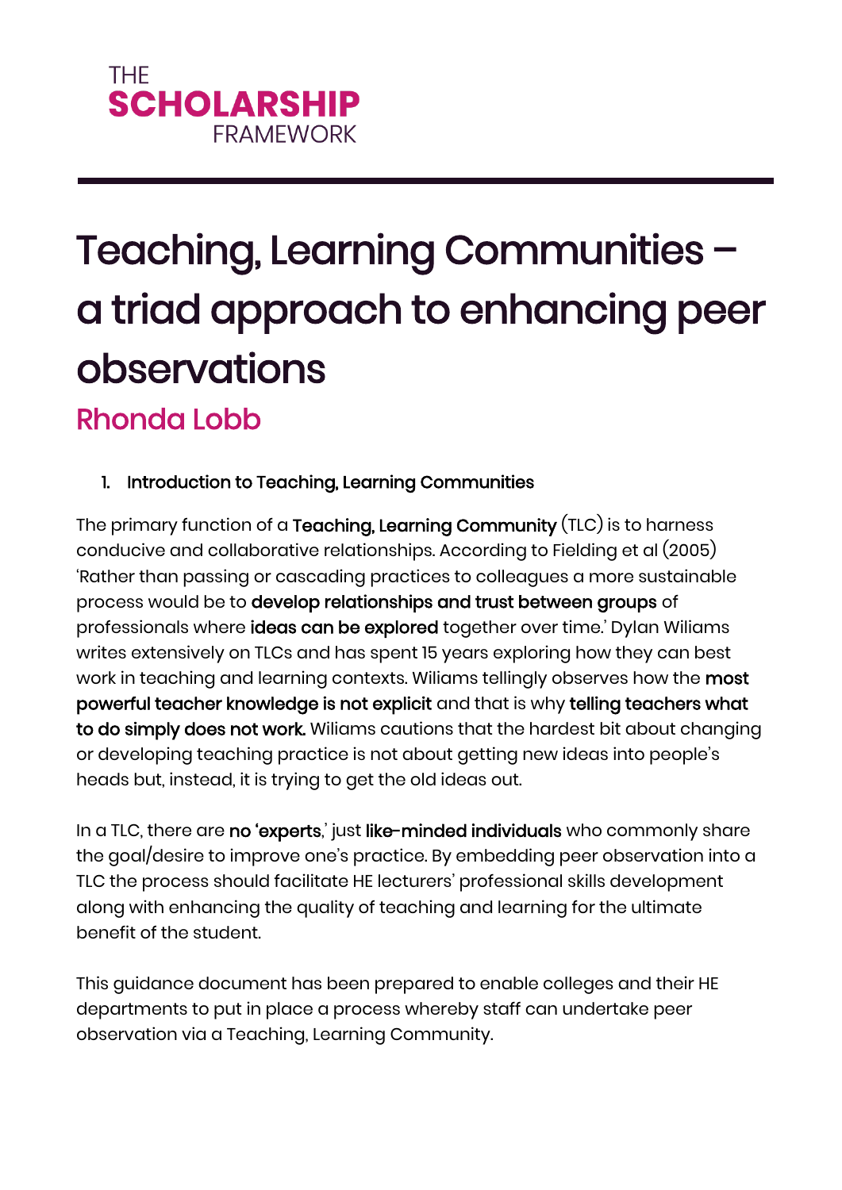THE **SCHOLARSHIP** FRAMEWORK

# Teaching, Learning Communities – a triad approach to enhancing peer observations

## Rhonda Lobb

1. **Introduction to Teaching, Learning Communities**

The primary function of a **Teaching, Learning Community** (TLC) is to harness conducive and collaborative relationships. According to Fielding et al (2005) 'Rather than passing or cascading practices to colleagues a more sustainable process would be to **develop relationships and trust between groups** of professionals where **ideas can be explored** together over time.' Dylan Wiliams writes extensively on TLCs and has spent 15 years exploring how they can best work in teaching and learning contexts. Wiliams tellingly observes how the **most powerful teacher knowledge is not explicit** and that is why **telling teachers what to do simply does not work.** Wiliams cautions that the hardest bit about changing or developing teaching practice is not about getting new ideas into people's heads but, instead, it is trying to get the old ideas out.

In a TLC, there are **no 'experts**,' just **like-minded individuals** who commonly share the goal/desire to improve one's practice. By embedding peer observation into a TLC the process should facilitate HE lecturers' professional skills development along with enhancing the quality of teaching and learning for the ultimate benefit of the student.

This guidance document has been prepared to enable colleges and their HE departments to put in place a process whereby staff can undertake peer observation via a Teaching, Learning Community.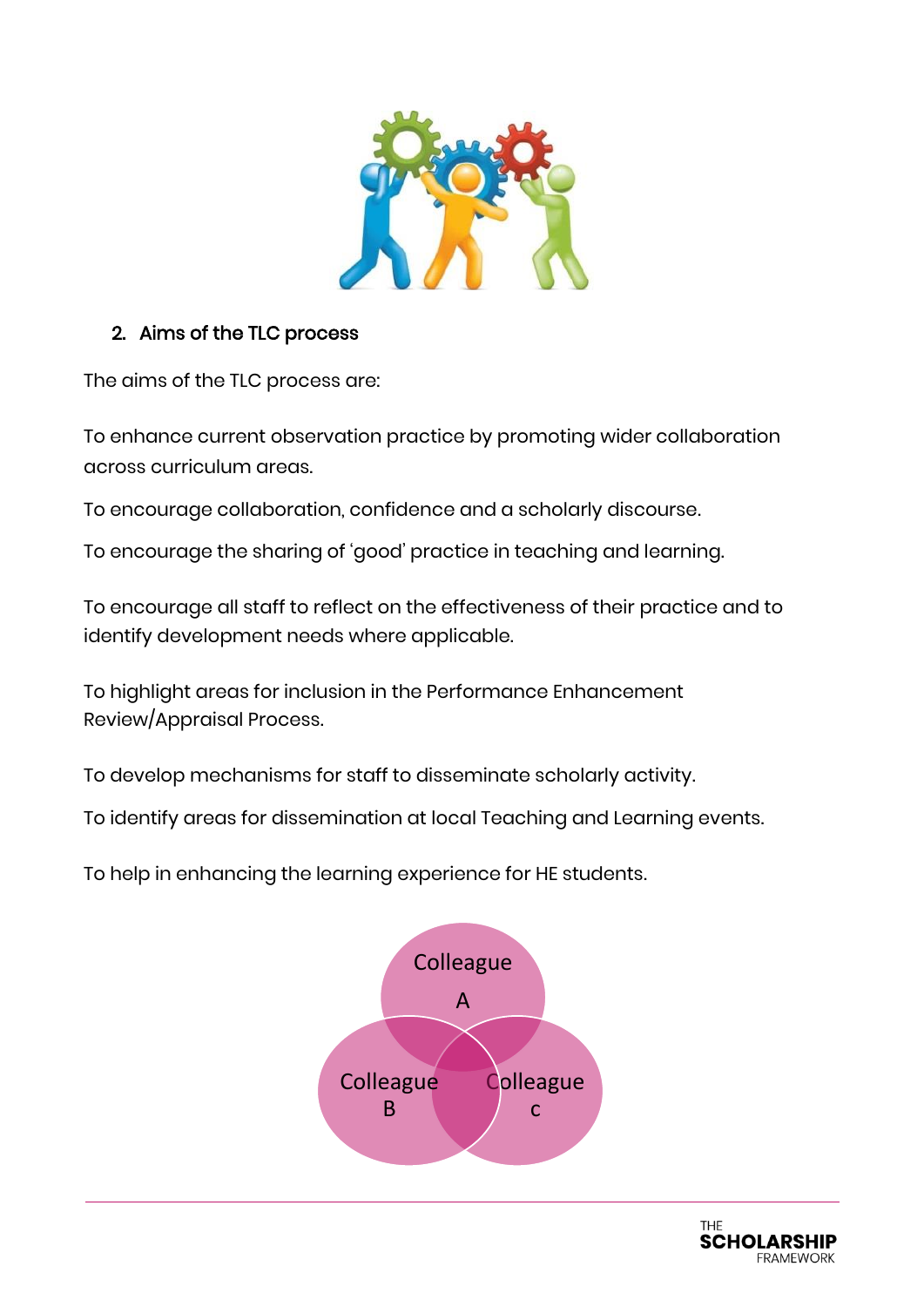## 2. Aims of the TLC process

The aims of the TLC process are:

To enhance current observation practice by promoting wider collaboration across curriculum areas.

To encourage collaboration, confidence and a scholarly discourse.

To encourage the sharing of 'good' practice in teaching and learning.

To encourage all staff to reflect on the effectiveness of their practice and to identify development needs where applicable.

To highlight areas for inclusion in the Performance Enhancement Review/Appraisal Process.

To develop mechanisms for staff to disseminate scholarly activity.

To identify areas for dissemination at local Teaching and Learning events.

To help in enhancing the learning experience for HE students.

Colleague A

Colleague B

Colleague c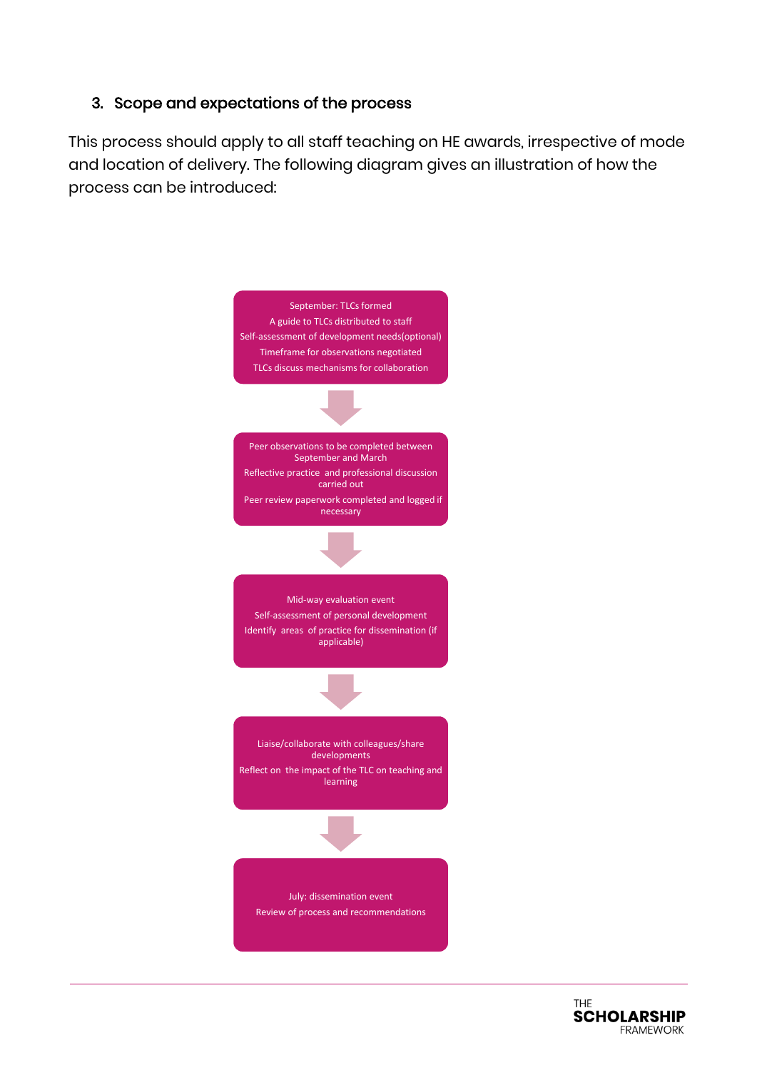## 3. Scope and expectations of the process

This process should apply to all staff teaching on HE awards, irrespective of mode and location of delivery. The following diagram gives an illustration of how the process can be introduced:

September: TLCs formed
A guide to TLCs distributed to staff
Self-assessment of development needs(optional)
Timeframe for observations negotiated
TLCs discuss mechanisms for collaboration

↓

Peer observations to be completed between September and March
Reflective practice and professional discussion carried out
Peer review paperwork completed and logged if necessary

↓

Mid-way evaluation event
Self-assessment of personal development
Identify areas of practice for dissemination (if applicable)

↓

Liaise/collaborate with colleagues/share developments
Reflect on the impact of the TLC on teaching and learning

↓

July: dissemination event
Review of process and recommendations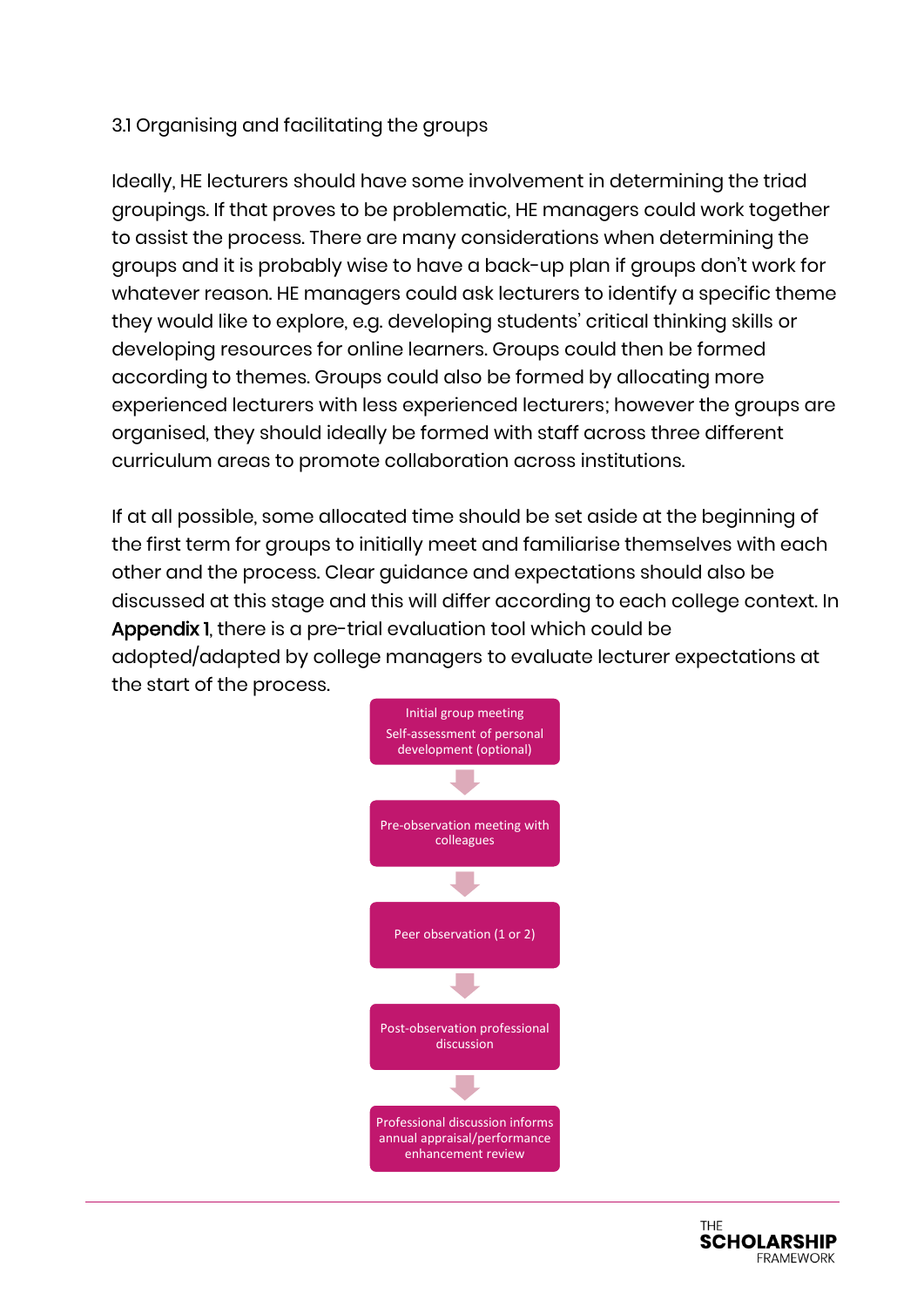### 3.1 Organising and facilitating the groups

Ideally, HE lecturers should have some involvement in determining the triad groupings. If that proves to be problematic, HE managers could work together to assist the process. There are many considerations when determining the groups and it is probably wise to have a back-up plan if groups don't work for whatever reason. HE managers could ask lecturers to identify a specific theme they would like to explore, e.g. developing students' critical thinking skills or developing resources for online learners. Groups could then be formed according to themes. Groups could also be formed by allocating more experienced lecturers with less experienced lecturers; however the groups are organised, they should ideally be formed with staff across three different curriculum areas to promote collaboration across institutions.

If at all possible, some allocated time should be set aside at the beginning of the first term for groups to initially meet and familiarise themselves with each other and the process. Clear guidance and expectations should also be discussed at this stage and this will differ according to each college context. In **Appendix 1**, there is a pre-trial evaluation tool which could be adopted/adapted by college managers to evaluate lecturer expectations at the start of the process.

Initial group meeting
Self-assessment of personal development (optional)

↓

Pre-observation meeting with colleagues

↓

Peer observation (1 or 2)

↓

Post-observation professional discussion

↓

Professional discussion informs annual appraisal/performance enhancement review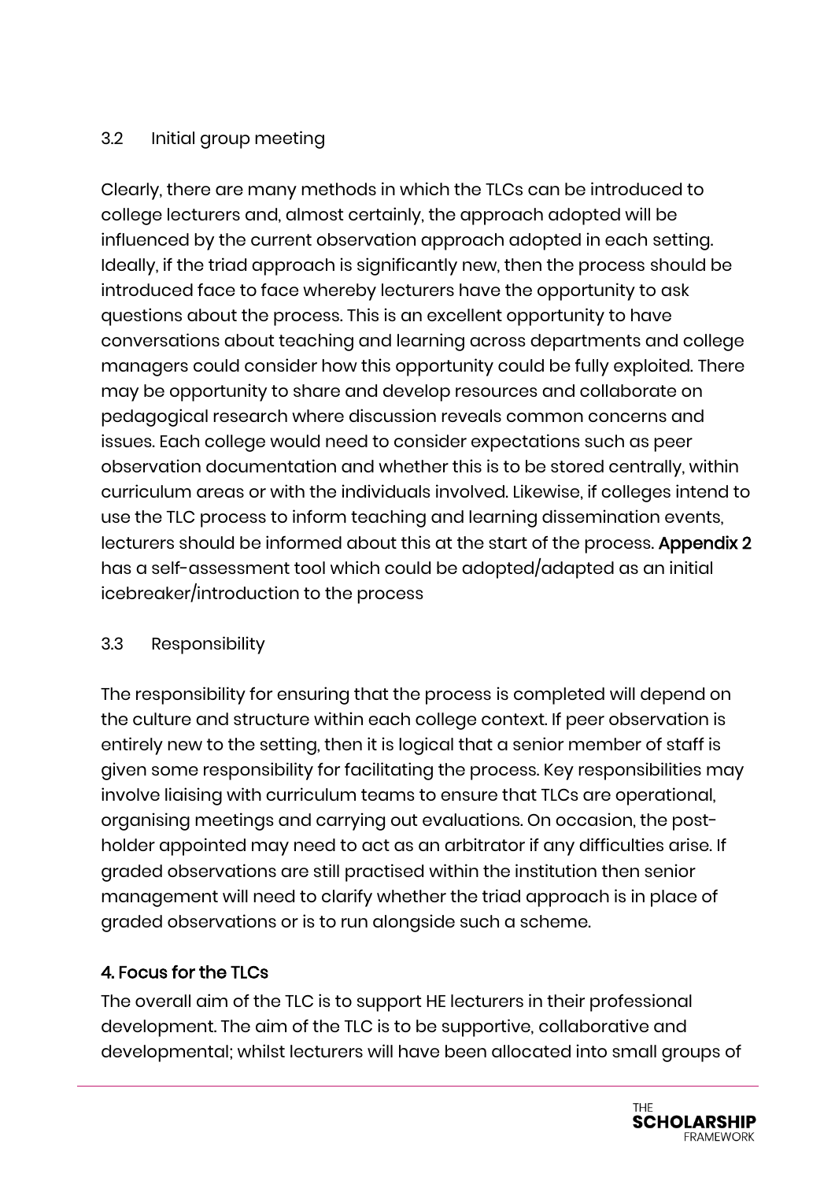### 3.2 Initial group meeting

Clearly, there are many methods in which the TLCs can be introduced to college lecturers and, almost certainly, the approach adopted will be influenced by the current observation approach adopted in each setting. Ideally, if the triad approach is significantly new, then the process should be introduced face to face whereby lecturers have the opportunity to ask questions about the process. This is an excellent opportunity to have conversations about teaching and learning across departments and college managers could consider how this opportunity could be fully exploited. There may be opportunity to share and develop resources and collaborate on pedagogical research where discussion reveals common concerns and issues. Each college would need to consider expectations such as peer observation documentation and whether this is to be stored centrally, within curriculum areas or with the individuals involved. Likewise, if colleges intend to use the TLC process to inform teaching and learning dissemination events, lecturers should be informed about this at the start of the process. **Appendix 2** has a self-assessment tool which could be adopted/adapted as an initial icebreaker/introduction to the process

### 3.3 Responsibility

The responsibility for ensuring that the process is completed will depend on the culture and structure within each college context. If peer observation is entirely new to the setting, then it is logical that a senior member of staff is given some responsibility for facilitating the process. Key responsibilities may involve liaising with curriculum teams to ensure that TLCs are operational, organising meetings and carrying out evaluations. On occasion, the post-holder appointed may need to act as an arbitrator if any difficulties arise. If graded observations are still practised within the institution then senior management will need to clarify whether the triad approach is in place of graded observations or is to run alongside such a scheme.

## 4. Focus for the TLCs

The overall aim of the TLC is to support HE lecturers in their professional development. The aim of the TLC is to be supportive, collaborative and developmental; whilst lecturers will have been allocated into small groups of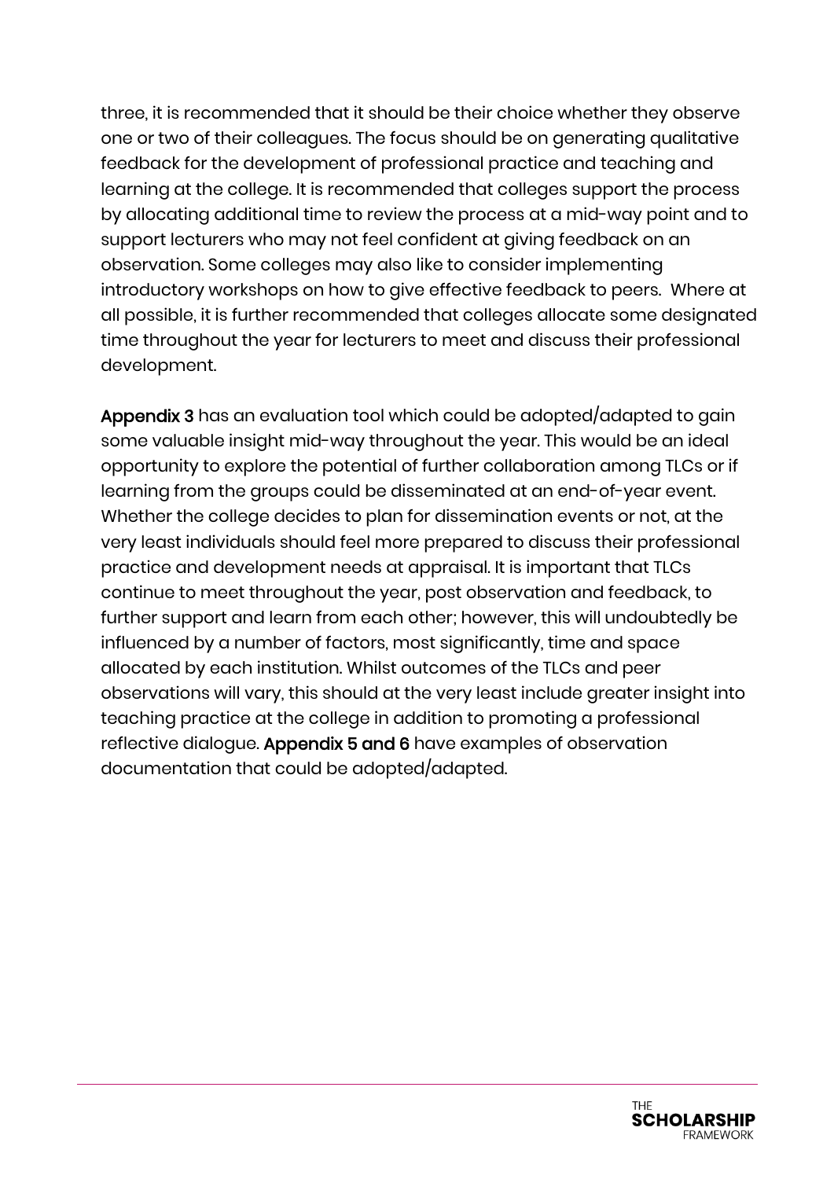three, it is recommended that it should be their choice whether they observe one or two of their colleagues. The focus should be on generating qualitative feedback for the development of professional practice and teaching and learning at the college. It is recommended that colleges support the process by allocating additional time to review the process at a mid-way point and to support lecturers who may not feel confident at giving feedback on an observation. Some colleges may also like to consider implementing introductory workshops on how to give effective feedback to peers. Where at all possible, it is further recommended that colleges allocate some designated time throughout the year for lecturers to meet and discuss their professional development.

**Appendix 3** has an evaluation tool which could be adopted/adapted to gain some valuable insight mid-way throughout the year. This would be an ideal opportunity to explore the potential of further collaboration among TLCs or if learning from the groups could be disseminated at an end-of-year event. Whether the college decides to plan for dissemination events or not, at the very least individuals should feel more prepared to discuss their professional practice and development needs at appraisal. It is important that TLCs continue to meet throughout the year, post observation and feedback, to further support and learn from each other; however, this will undoubtedly be influenced by a number of factors, most significantly, time and space allocated by each institution. Whilst outcomes of the TLCs and peer observations will vary, this should at the very least include greater insight into teaching practice at the college in addition to promoting a professional reflective dialogue. **Appendix 5 and 6** have examples of observation documentation that could be adopted/adapted.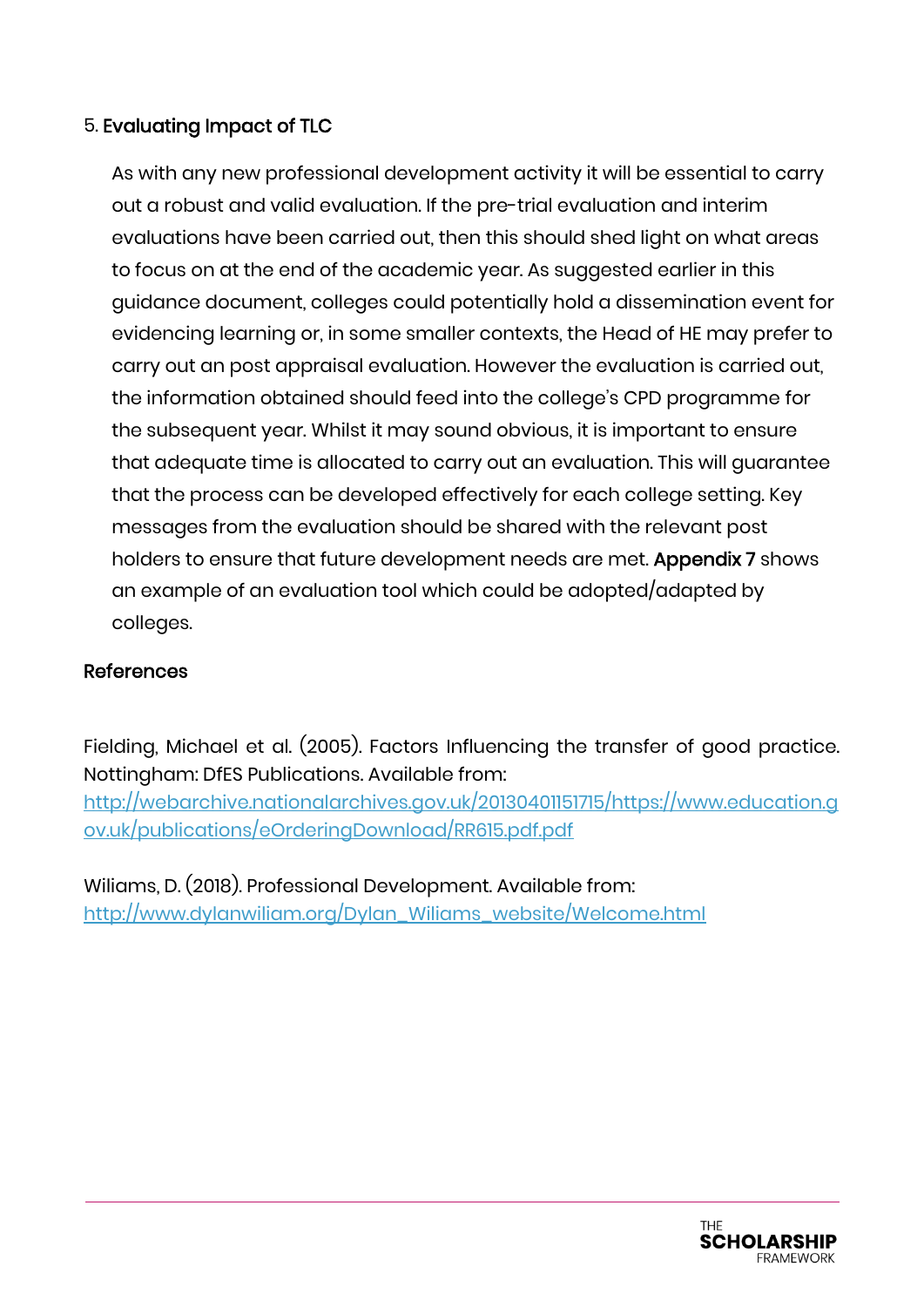## 5. Evaluating Impact of TLC

As with any new professional development activity it will be essential to carry out a robust and valid evaluation. If the pre-trial evaluation and interim evaluations have been carried out, then this should shed light on what areas to focus on at the end of the academic year. As suggested earlier in this guidance document, colleges could potentially hold a dissemination event for evidencing learning or, in some smaller contexts, the Head of HE may prefer to carry out an post appraisal evaluation. However the evaluation is carried out, the information obtained should feed into the college's CPD programme for the subsequent year. Whilst it may sound obvious, it is important to ensure that adequate time is allocated to carry out an evaluation. This will guarantee that the process can be developed effectively for each college setting. Key messages from the evaluation should be shared with the relevant post holders to ensure that future development needs are met. **Appendix 7** shows an example of an evaluation tool which could be adopted/adapted by colleges.

## References

Fielding, Michael et al. (2005). Factors Influencing the transfer of good practice. Nottingham: DfES Publications. Available from: [http://webarchive.nationalarchives.gov.uk/20130401151715/https://www.education.gov.uk/publications/eOrderingDownload/RR615.pdf.pdf](http://webarchive.nationalarchives.gov.uk/20130401151715/https://www.education.gov.uk/publications/eOrderingDownload/RR615.pdf.pdf)

Wiliams, D. (2018). Professional Development. Available from: [http://www.dylanwiliam.org/Dylan_Wiliams_website/Welcome.html](http://www.dylanwiliam.org/Dylan_Wiliams_website/Welcome.html)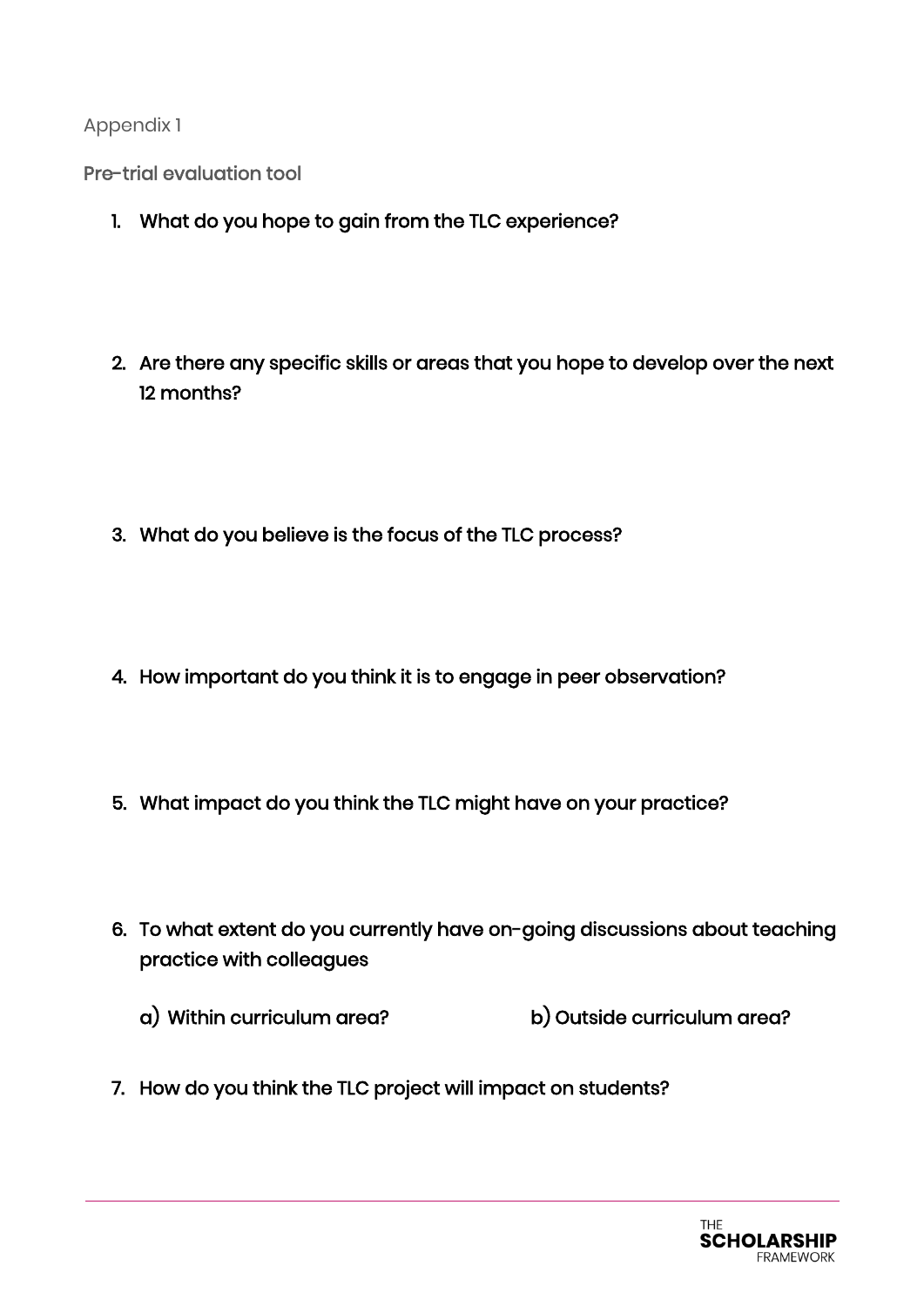Appendix 1

## Pre-trial evaluation tool

1. What do you hope to gain from the TLC experience?

2. Are there any specific skills or areas that you hope to develop over the next 12 months?

3. What do you believe is the focus of the TLC process?

4. How important do you think it is to engage in peer observation?

5. What impact do you think the TLC might have on your practice?

6. To what extent do you currently have on-going discussions about teaching practice with colleagues

   a) Within curriculum area?
   
   b) Outside curriculum area?

7. How do you think the TLC project will impact on students?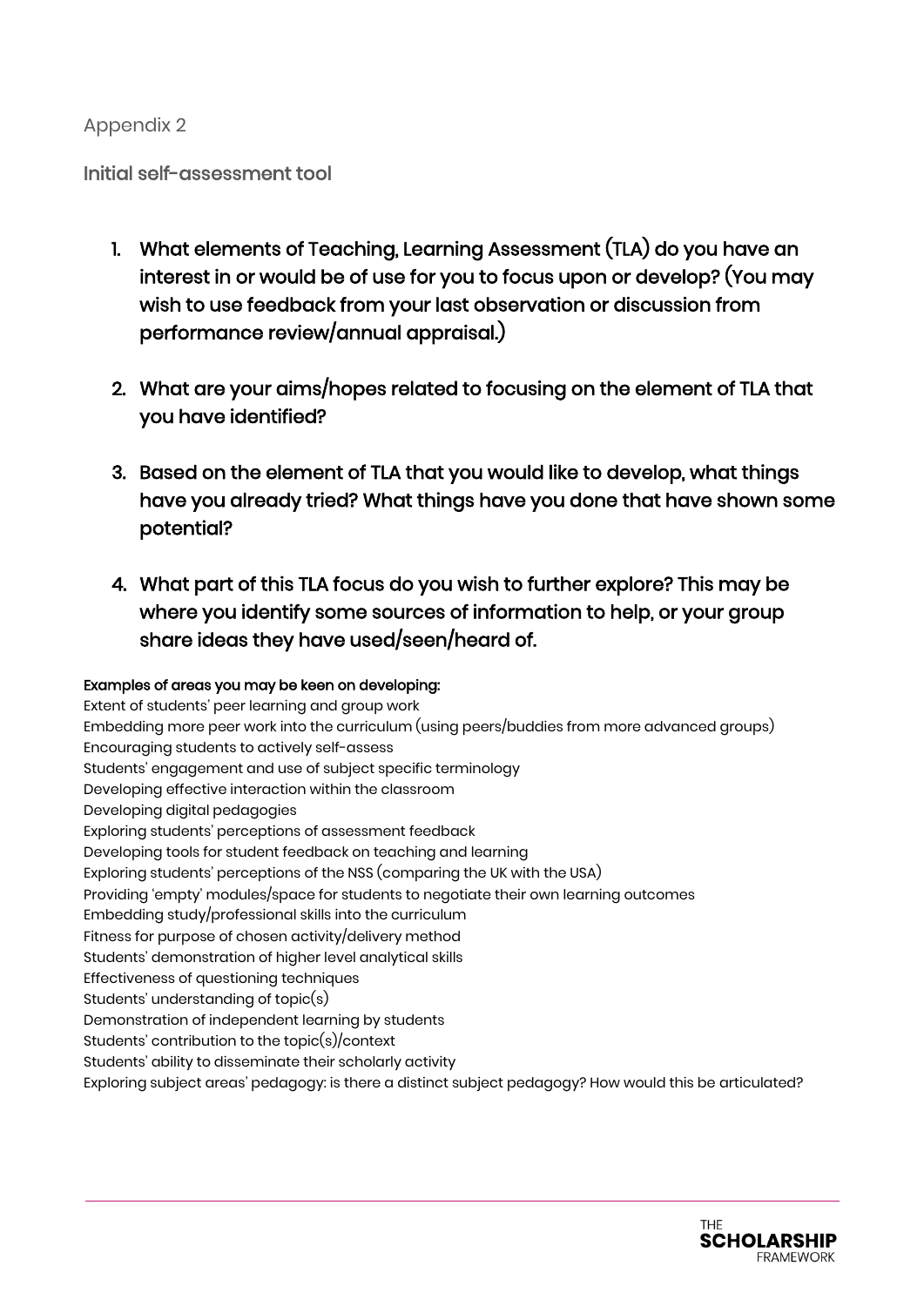Appendix 2

## Initial self-assessment tool

1. **What elements of Teaching, Learning Assessment (TLA) do you have an interest in or would be of use for you to focus upon or develop? (You may wish to use feedback from your last observation or discussion from performance review/annual appraisal.)**

2. **What are your aims/hopes related to focusing on the element of TLA that you have identified?**

3. **Based on the element of TLA that you would like to develop, what things have you already tried? What things have you done that have shown some potential?**

4. **What part of this TLA focus do you wish to further explore? This may be where you identify some sources of information to help, or your group share ideas they have used/seen/heard of.**

**Examples of areas you may be keen on developing:**

Extent of students' peer learning and group work
Embedding more peer work into the curriculum (using peers/buddies from more advanced groups)
Encouraging students to actively self-assess
Students' engagement and use of subject specific terminology
Developing effective interaction within the classroom
Developing digital pedagogies
Exploring students' perceptions of assessment feedback
Developing tools for student feedback on teaching and learning
Exploring students' perceptions of the NSS (comparing the UK with the USA)
Providing 'empty' modules/space for students to negotiate their own learning outcomes
Embedding study/professional skills into the curriculum
Fitness for purpose of chosen activity/delivery method
Students' demonstration of higher level analytical skills
Effectiveness of questioning techniques
Students' understanding of topic(s)
Demonstration of independent learning by students
Students' contribution to the topic(s)/context
Students' ability to disseminate their scholarly activity
Exploring subject areas' pedagogy: is there a distinct subject pedagogy? How would this be articulated?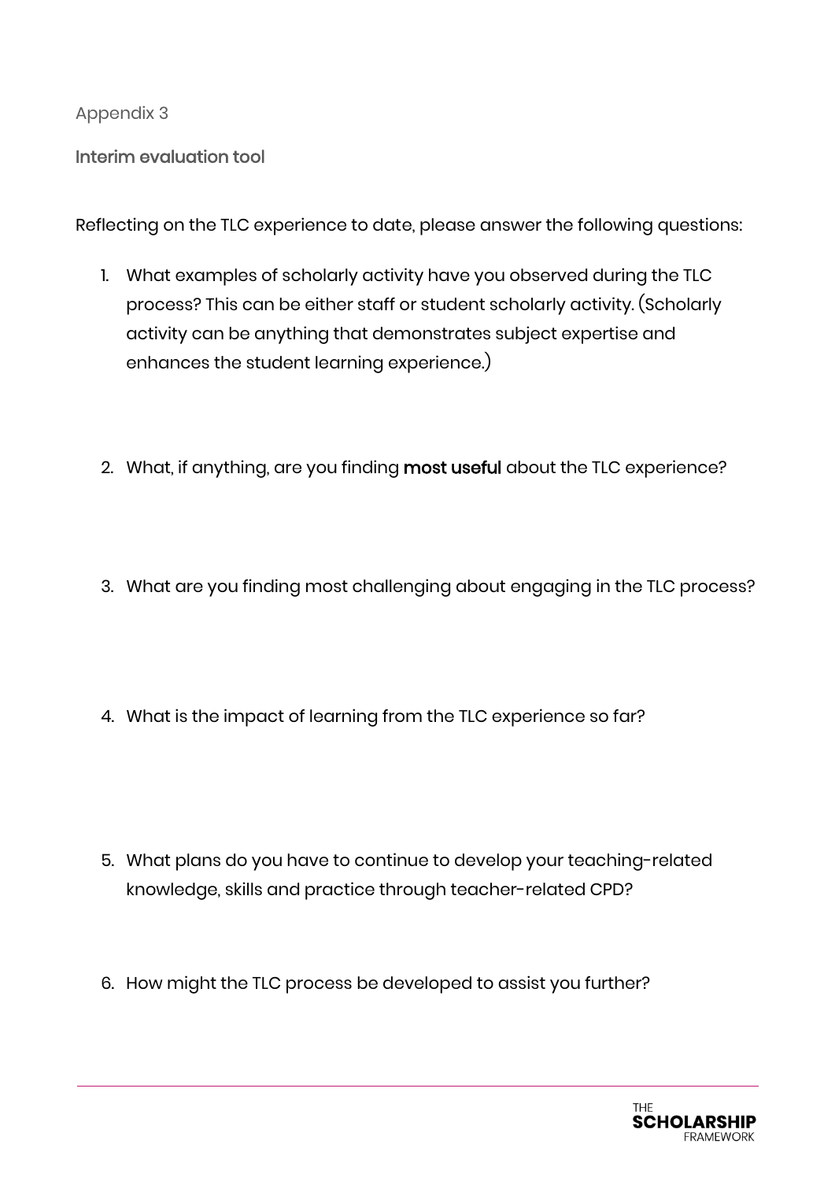Appendix 3

## Interim evaluation tool

Reflecting on the TLC experience to date, please answer the following questions:

1. What examples of scholarly activity have you observed during the TLC process? This can be either staff or student scholarly activity. (Scholarly activity can be anything that demonstrates subject expertise and enhances the student learning experience.)

2. What, if anything, are you finding **most useful** about the TLC experience?

3. What are you finding most challenging about engaging in the TLC process?

4. What is the impact of learning from the TLC experience so far?

5. What plans do you have to continue to develop your teaching-related knowledge, skills and practice through teacher-related CPD?

6. How might the TLC process be developed to assist you further?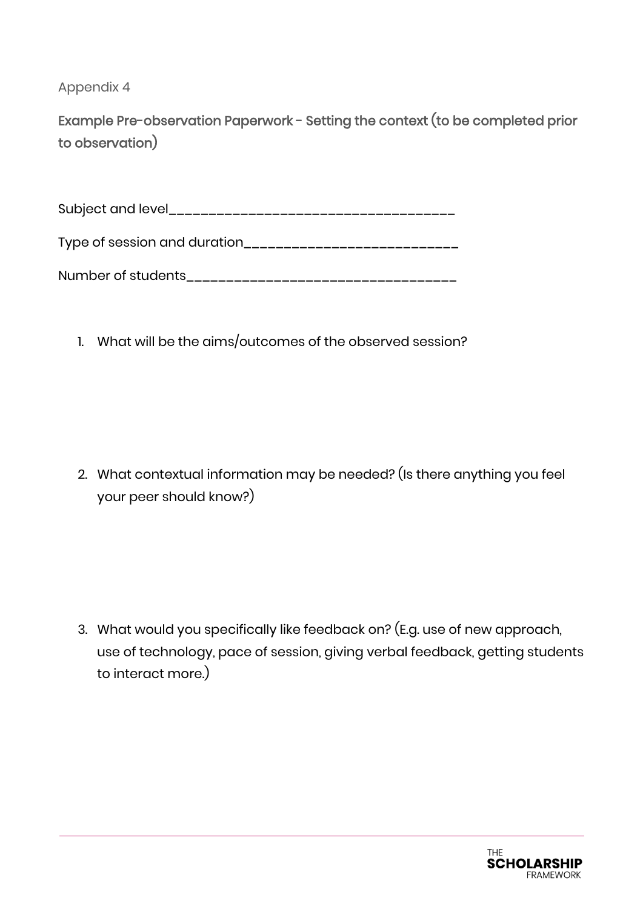Appendix 4

## Example Pre-observation Paperwork - Setting the context (to be completed prior to observation)

Subject and level_________________________________

Type of session and duration_________________________

Number of students________________________________

1. What will be the aims/outcomes of the observed session?

2. What contextual information may be needed? (Is there anything you feel your peer should know?)

3. What would you specifically like feedback on? (E.g. use of new approach, use of technology, pace of session, giving verbal feedback, getting students to interact more.)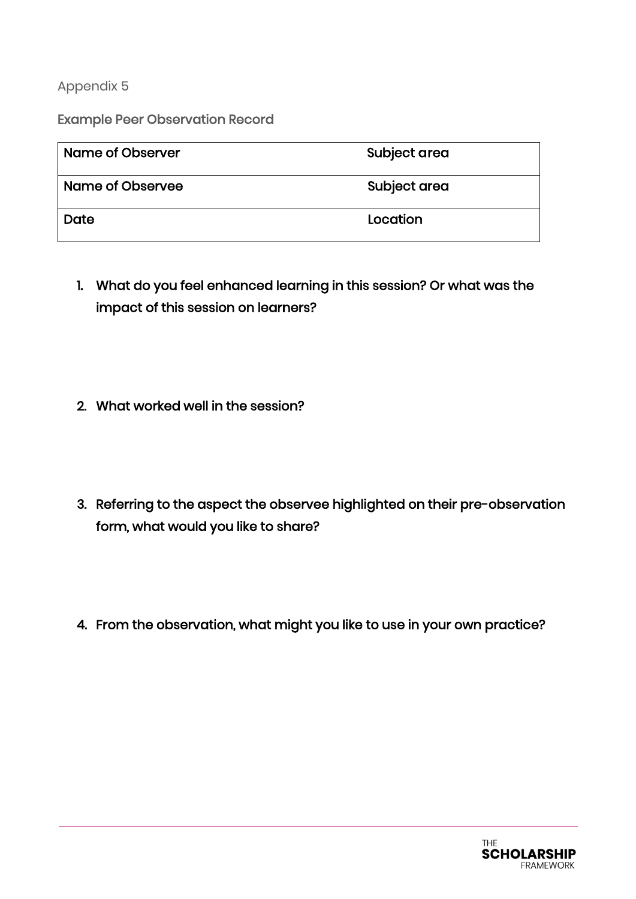Appendix 5

## Example Peer Observation Record

| Name of Observer | Subject area |
|---|---|
| Name of Observee | Subject area |
| Date | Location |

1. What do you feel enhanced learning in this session? Or what was the impact of this session on learners?

2. What worked well in the session?

3. Referring to the aspect the observee highlighted on their pre-observation form, what would you like to share?

4. From the observation, what might you like to use in your own practice?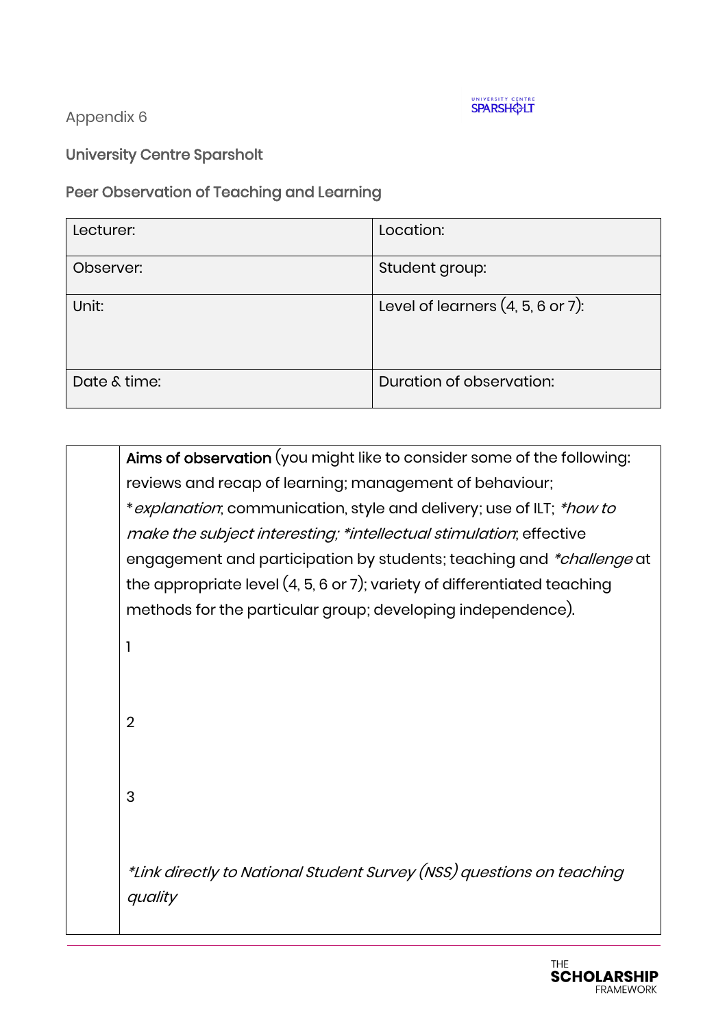Appendix 6

## University Centre Sparsholt

### Peer Observation of Teaching and Learning

| Lecturer: | Location: |
|---|---|
| Observer: | Student group: |
| Unit: | Level of learners (4, 5, 6 or 7): |
| Date & time: | Duration of observation: |

| | |
|---|---|
| | **Aims of observation** (you might like to consider some of the following: reviews and recap of learning; management of behaviour; **explanation*; communication, style and delivery; use of ILT; **how to make the subject interesting; *intellectual stimulation*; effective engagement and participation by students; teaching and **challenge* at the appropriate level (4, 5, 6 or 7); variety of differentiated teaching methods for the particular group; developing independence).<br><br>1<br><br>2<br><br>3<br><br>**Link directly to National Student Survey (NSS) questions on teaching quality* |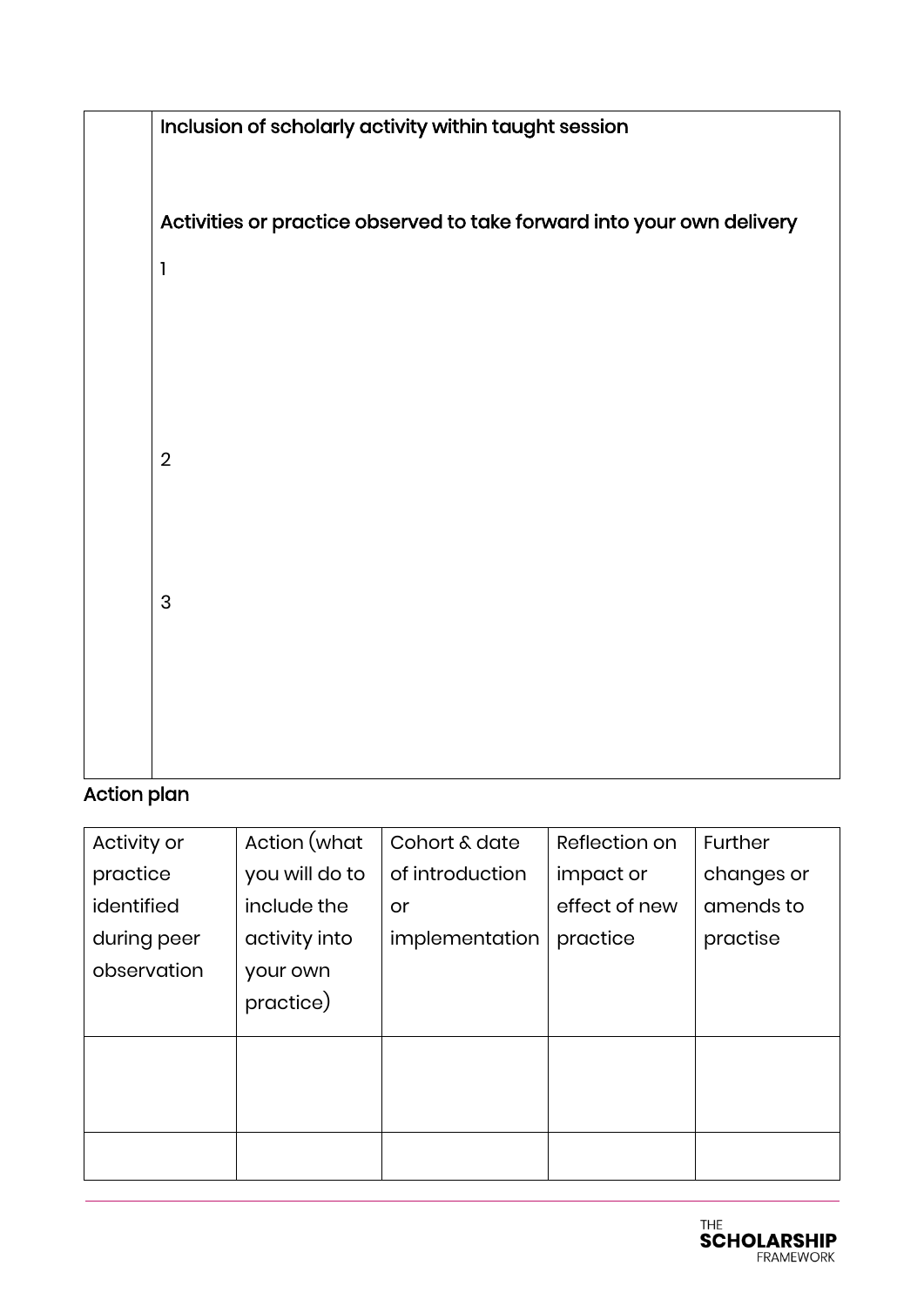| | Inclusion of scholarly activity within taught session<br><br>Activities or practice observed to take forward into your own delivery<br><br>1<br><br>2<br><br>3 |
|---|---|

## Action plan

| Activity or practice identified during peer observation | Action (what you will do to include the activity into your own practice) | Cohort & date of introduction or implementation | Reflection on impact or effect of new practice | Further changes or amends to practise |
|---|---|---|---|---|
| | | | | |
| | | | | |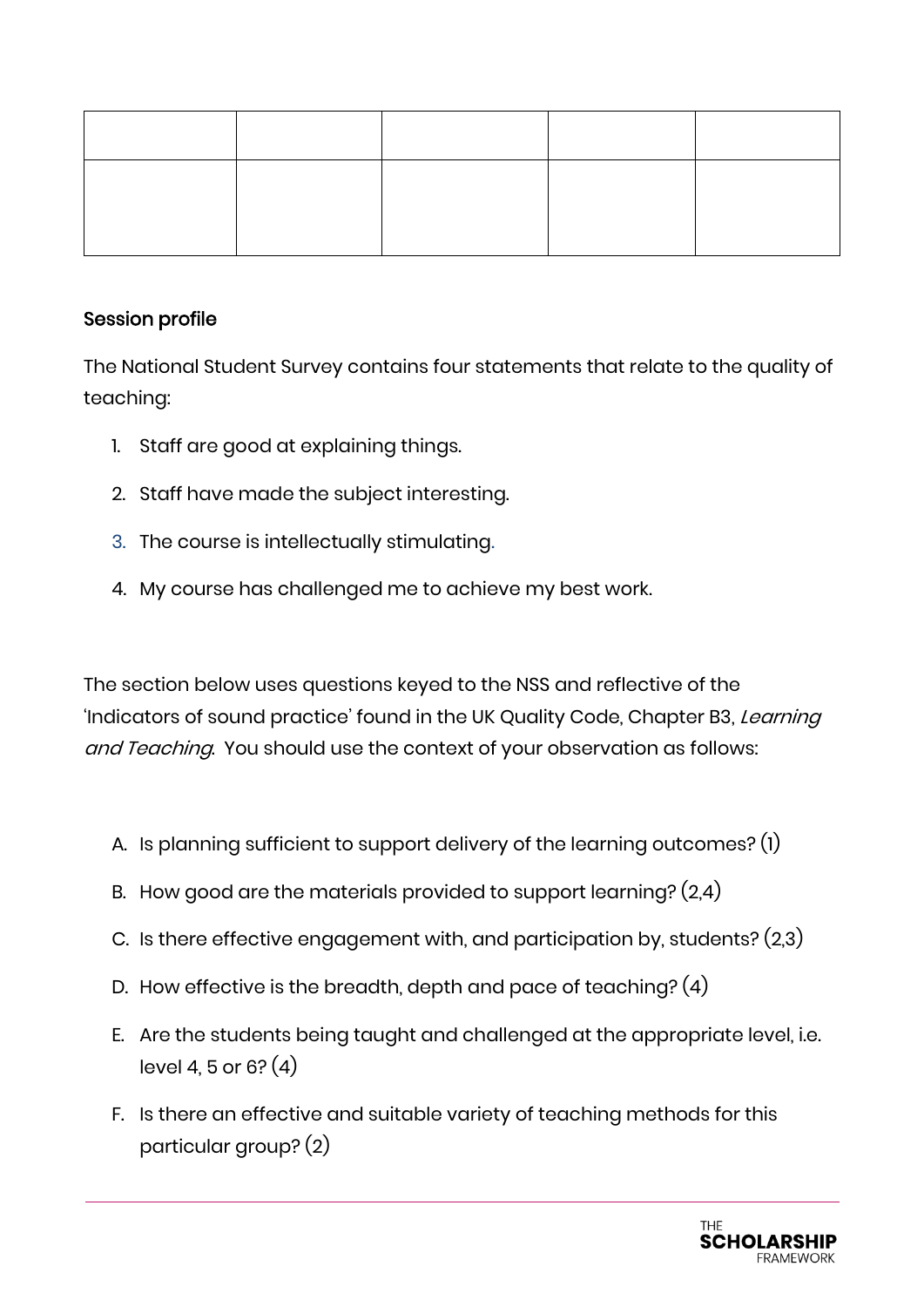| | | | | |
|---|---|---|---|---|
| | | | | |

**Session profile**

The National Student Survey contains four statements that relate to the quality of teaching:

1. Staff are good at explaining things.
2. Staff have made the subject interesting.
3. The course is intellectually stimulating.
4. My course has challenged me to achieve my best work.

The section below uses questions keyed to the NSS and reflective of the 'Indicators of sound practice' found in the UK Quality Code, Chapter B3, *Learning and Teaching*. You should use the context of your observation as follows:

A. Is planning sufficient to support delivery of the learning outcomes? (1)
B. How good are the materials provided to support learning? (2,4)
C. Is there effective engagement with, and participation by, students? (2,3)
D. How effective is the breadth, depth and pace of teaching? (4)
E. Are the students being taught and challenged at the appropriate level, i.e. level 4, 5 or 6? (4)
F. Is there an effective and suitable variety of teaching methods for this particular group? (2)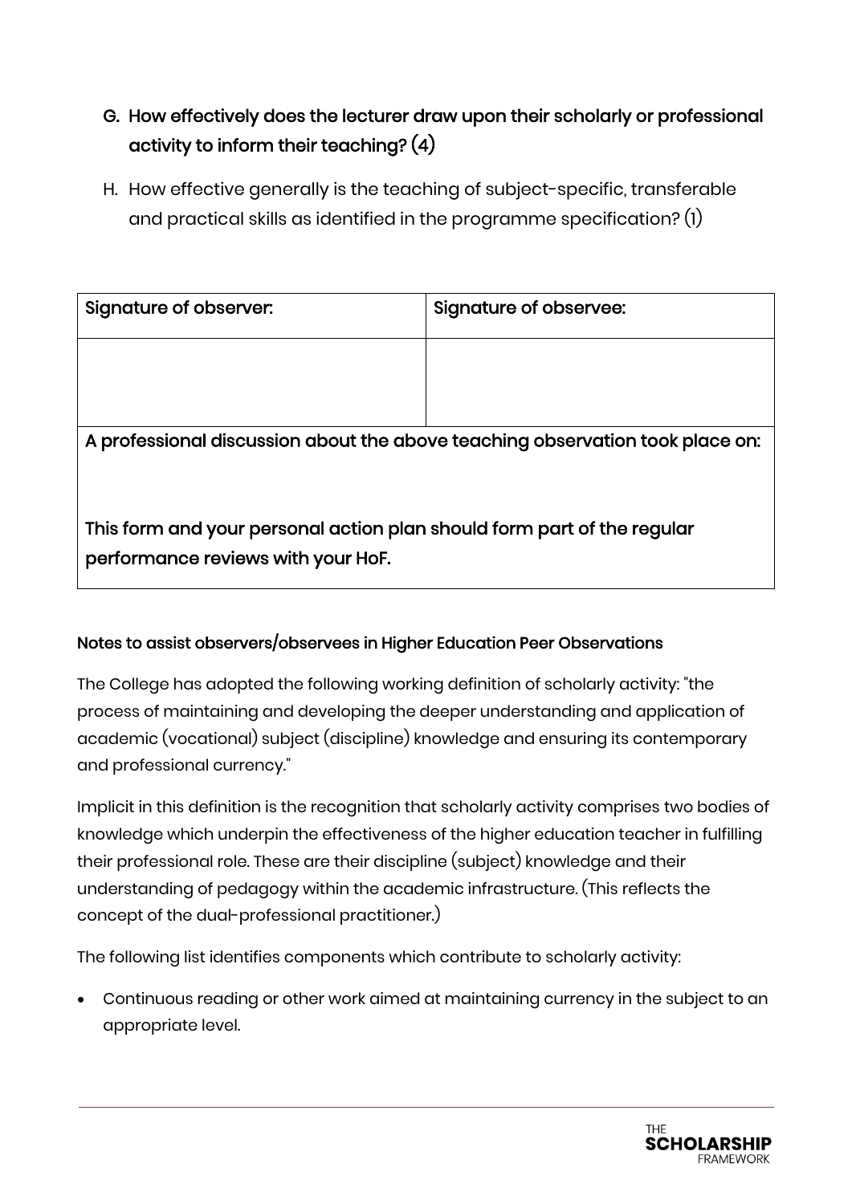G. **How effectively does the lecturer draw upon their scholarly or professional activity to inform their teaching? (4)**

H. How effective generally is the teaching of subject-specific, transferable and practical skills as identified in the programme specification? (1)

| Signature of observer: | Signature of observee: |
|---|---|
| | |
| A professional discussion about the above teaching observation took place on:<br><br>This form and your personal action plan should form part of the regular performance reviews with your HoF. | |

**Notes to assist observers/observees in Higher Education Peer Observations**

The College has adopted the following working definition of scholarly activity: "the process of maintaining and developing the deeper understanding and application of academic (vocational) subject (discipline) knowledge and ensuring its contemporary and professional currency."

Implicit in this definition is the recognition that scholarly activity comprises two bodies of knowledge which underpin the effectiveness of the higher education teacher in fulfilling their professional role. These are their discipline (subject) knowledge and their understanding of pedagogy within the academic infrastructure. (This reflects the concept of the dual-professional practitioner.)

The following list identifies components which contribute to scholarly activity:

- Continuous reading or other work aimed at maintaining currency in the subject to an appropriate level.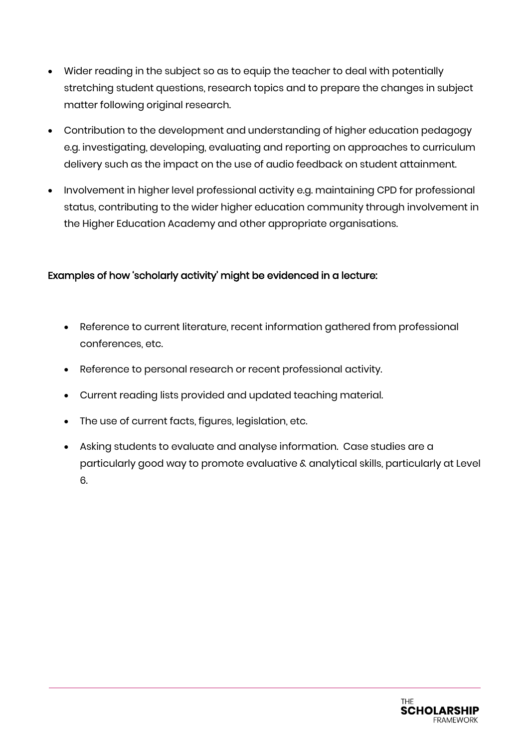- Wider reading in the subject so as to equip the teacher to deal with potentially stretching student questions, research topics and to prepare the changes in subject matter following original research.
- Contribution to the development and understanding of higher education pedagogy e.g. investigating, developing, evaluating and reporting on approaches to curriculum delivery such as the impact on the use of audio feedback on student attainment.
- Involvement in higher level professional activity e.g. maintaining CPD for professional status, contributing to the wider higher education community through involvement in the Higher Education Academy and other appropriate organisations.

Examples of how 'scholarly activity' might be evidenced in a lecture:

- Reference to current literature, recent information gathered from professional conferences, etc.
- Reference to personal research or recent professional activity.
- Current reading lists provided and updated teaching material.
- The use of current facts, figures, legislation, etc.
- Asking students to evaluate and analyse information. Case studies are a particularly good way to promote evaluative & analytical skills, particularly at Level 6.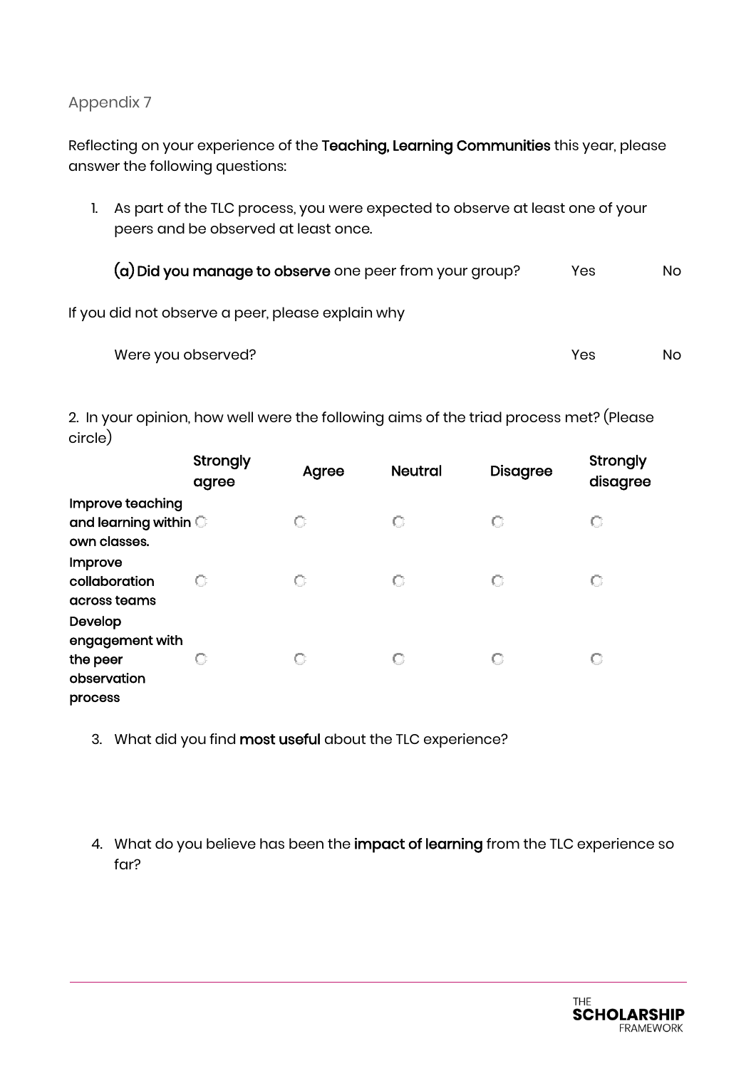Appendix 7

Reflecting on your experience of the **Teaching, Learning Communities** this year, please answer the following questions:

1. As part of the TLC process, you were expected to observe at least one of your peers and be observed at least once.

    **(a) Did you manage to observe** one peer from your group? Yes No

If you did not observe a peer, please explain why

    Were you observed? Yes No

2. In your opinion, how well were the following aims of the triad process met? (Please circle)

| | Strongly agree | Agree | Neutral | Disagree | Strongly disagree |
|---|---|---|---|---|---|
| **Improve teaching and learning within own classes.** | ○ | ○ | ○ | ○ | ○ |
| **Improve collaboration across teams** | ○ | ○ | ○ | ○ | ○ |
| **Develop engagement with the peer observation process** | ○ | ○ | ○ | ○ | ○ |

3. What did you find **most useful** about the TLC experience?

4. What do you believe has been the **impact of learning** from the TLC experience so far?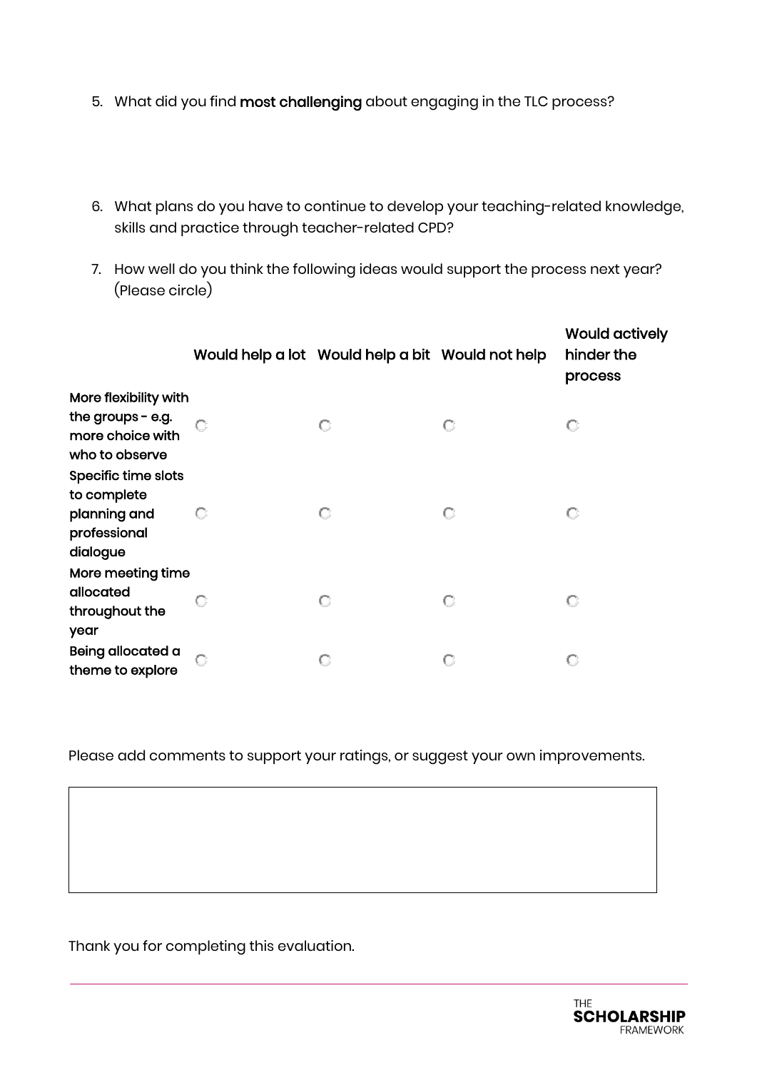5. What did you find **most challenging** about engaging in the TLC process?

6. What plans do you have to continue to develop your teaching-related knowledge, skills and practice through teacher-related CPD?

7. How well do you think the following ideas would support the process next year? (Please circle)

| | Would help a lot | Would help a bit | Would not help | Would actively hinder the process |
|---|---|---|---|---|
| More flexibility with the groups - e.g. more choice with who to observe | ○ | ○ | ○ | ○ |
| Specific time slots to complete planning and professional dialogue | ○ | ○ | ○ | ○ |
| More meeting time allocated throughout the year | ○ | ○ | ○ | ○ |
| Being allocated a theme to explore | ○ | ○ | ○ | ○ |

Please add comments to support your ratings, or suggest your own improvements.

Thank you for completing this evaluation.